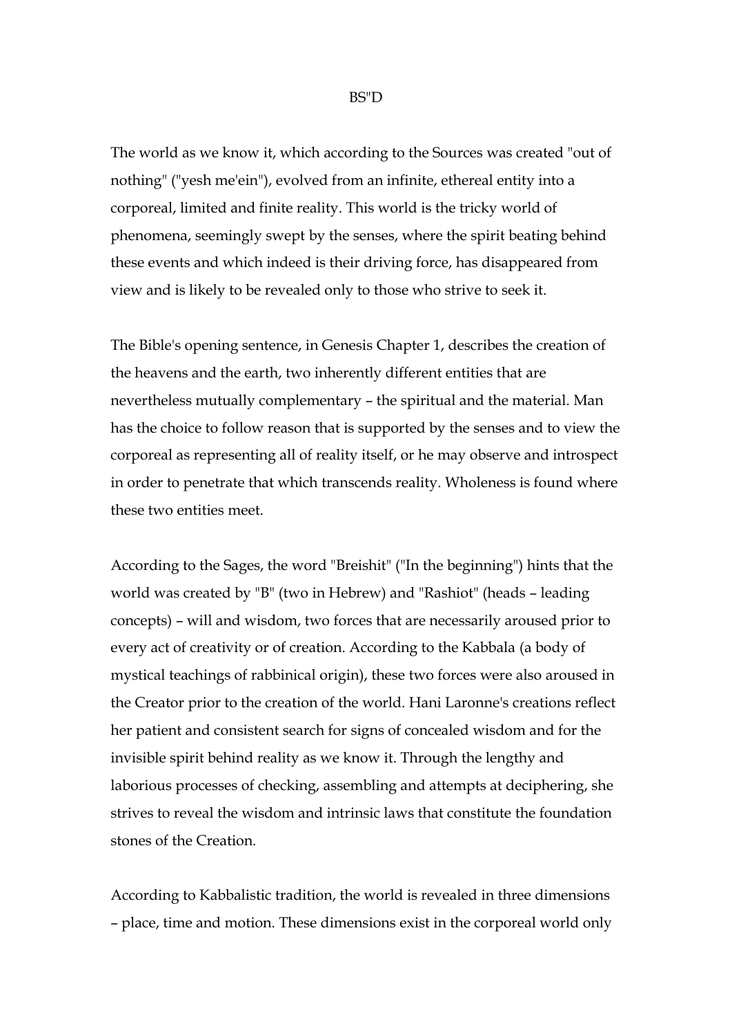BS"D

The world as we know it, which according to the Sources was created "out of nothing" ("yesh me'ein"), evolved from an infinite, ethereal entity into a corporeal, limited and finite reality. This world is the tricky world of phenomena, seemingly swept by the senses, where the spirit beating behind these events and which indeed is their driving force, has disappeared from view and is likely to be revealed only to those who strive to seek it.

The Bible's opening sentence, in Genesis Chapter 1, describes the creation of the heavens and the earth, two inherently different entities that are nevertheless mutually complementary – the spiritual and the material. Man has the choice to follow reason that is supported by the senses and to view the corporeal as representing all of reality itself, or he may observe and introspect in order to penetrate that which transcends reality. Wholeness is found where these two entities meet.

According to the Sages, the word "Breishit" ("In the beginning") hints that the world was created by "B" (two in Hebrew) and "Rashiot" (heads – leading concepts) – will and wisdom, two forces that are necessarily aroused prior to every act of creativity or of creation. According to the Kabbala (a body of mystical teachings of rabbinical origin), these two forces were also aroused in the Creator prior to the creation of the world. Hani Laronne's creations reflect her patient and consistent search for signs of concealed wisdom and for the invisible spirit behind reality as we know it. Through the lengthy and laborious processes of checking, assembling and attempts at deciphering, she strives to reveal the wisdom and intrinsic laws that constitute the foundation stones of the Creation.

According to Kabbalistic tradition, the world is revealed in three dimensions – place, time and motion. These dimensions exist in the corporeal world only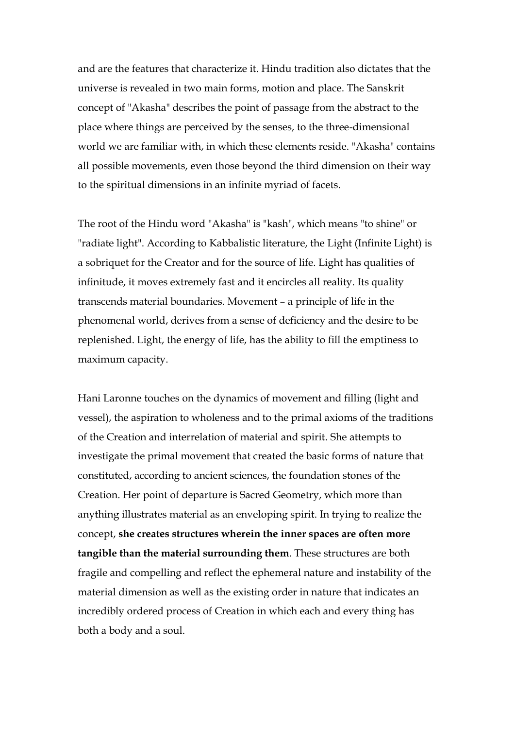and are the features that characterize it. Hindu tradition also dictates that the universe is revealed in two main forms, motion and place. The Sanskrit concept of "Akasha" describes the point of passage from the abstract to the place where things are perceived by the senses, to the three-dimensional world we are familiar with, in which these elements reside. "Akasha" contains all possible movements, even those beyond the third dimension on their way to the spiritual dimensions in an infinite myriad of facets.

The root of the Hindu word "Akasha" is "kash", which means "to shine" or "radiate light". According to Kabbalistic literature, the Light (Infinite Light) is a sobriquet for the Creator and for the source of life. Light has qualities of infinitude, it moves extremely fast and it encircles all reality. Its quality transcends material boundaries. Movement – a principle of life in the phenomenal world, derives from a sense of deficiency and the desire to be replenished. Light, the energy of life, has the ability to fill the emptiness to maximum capacity.

Hani Laronne touches on the dynamics of movement and filling (light and vessel), the aspiration to wholeness and to the primal axioms of the traditions of the Creation and interrelation of material and spirit. She attempts to investigate the primal movement that created the basic forms of nature that constituted, according to ancient sciences, the foundation stones of the Creation. Her point of departure is Sacred Geometry, which more than anything illustrates material as an enveloping spirit. In trying to realize the concept, **she creates structures wherein the inner spaces are often more tangible than the material surrounding them**. These structures are both fragile and compelling and reflect the ephemeral nature and instability of the material dimension as well as the existing order in nature that indicates an incredibly ordered process of Creation in which each and every thing has both a body and a soul.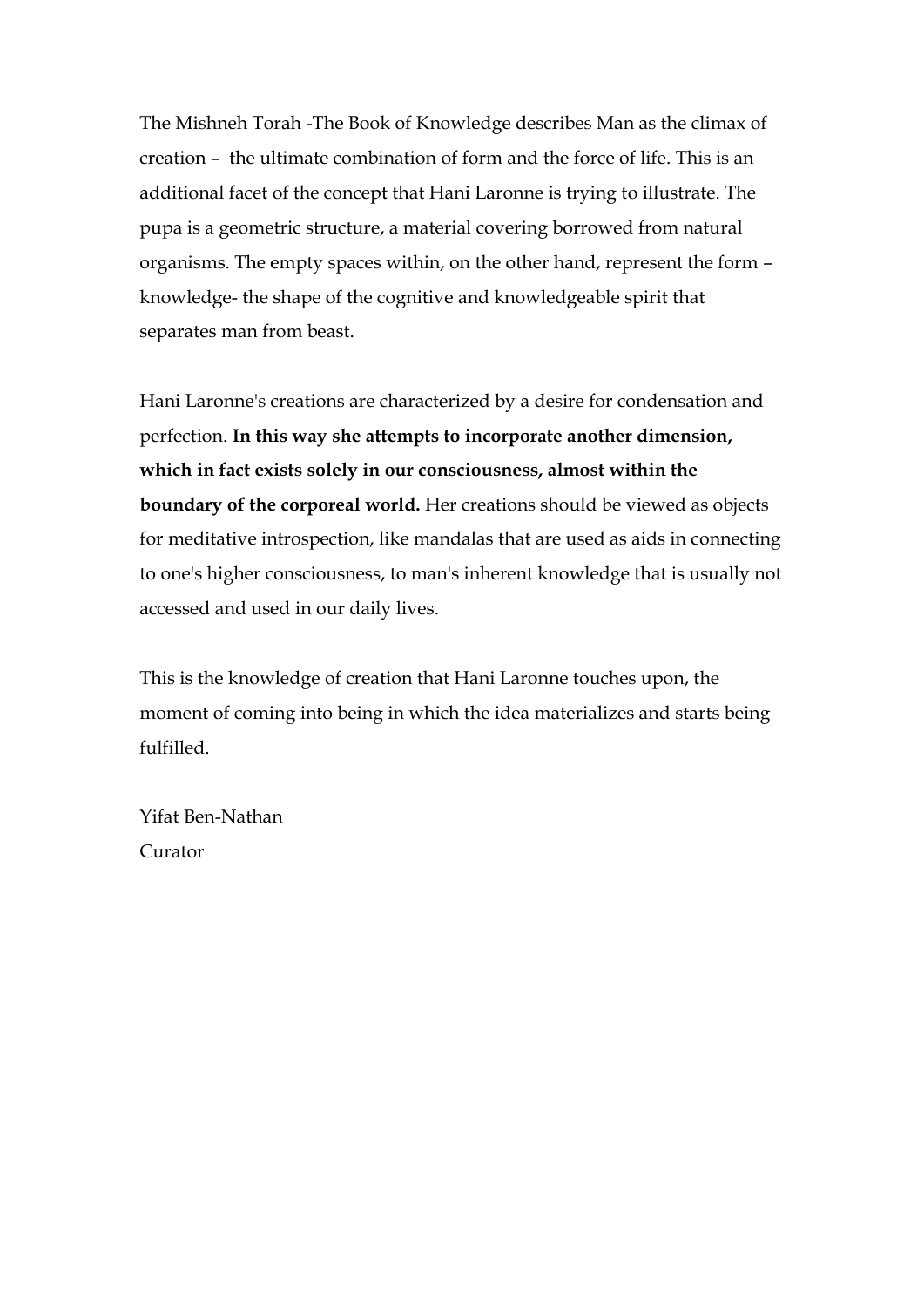The Mishneh Torah -The Book of Knowledge describes Man as the climax of creation – the ultimate combination of form and the force of life. This is an additional facet of the concept that Hani Laronne is trying to illustrate. The pupa is a geometric structure, a material covering borrowed from natural organisms. The empty spaces within, on the other hand, represent the form – knowledge- the shape of the cognitive and knowledgeable spirit that separates man from beast.

Hani Laronne's creations are characterized by a desire for condensation and perfection. **In this way she attempts to incorporate another dimension, which in fact exists solely in our consciousness, almost within the boundary of the corporeal world.** Her creations should be viewed as objects for meditative introspection, like mandalas that are used as aids in connecting to one's higher consciousness, to man's inherent knowledge that is usually not accessed and used in our daily lives.

This is the knowledge of creation that Hani Laronne touches upon, the moment of coming into being in which the idea materializes and starts being fulfilled.

Yifat Ben-Nathan
Curator